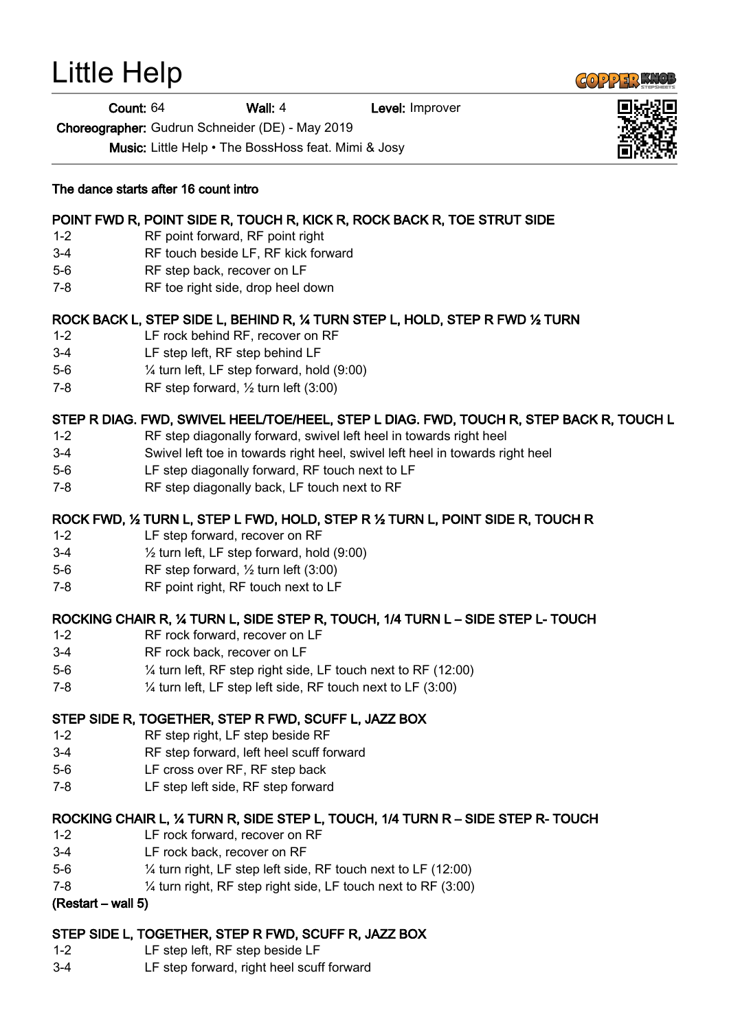# Little Help

**Count:** 64 **Wall:** 4 **Level:** Improver

**Choreographer:** Gudrun Schneider (DE) - May 2019

**Music:** Little Help • The BossHoss feat. Mimi & Josy

**The dance starts after 16 count intro**

**POINT FWD R, POINT SIDE R, TOUCH R, KICK R, ROCK BACK R, TOE STRUT SIDE**

1-2 RF point forward, RF point right
3-4 RF touch beside LF, RF kick forward
5-6 RF step back, recover on LF
7-8 RF toe right side, drop heel down

**ROCK BACK L, STEP SIDE L, BEHIND R, ¼ TURN STEP L, HOLD, STEP R FWD ½ TURN**

1-2 LF rock behind RF, recover on RF
3-4 LF step left, RF step behind LF
5-6 ¼ turn left, LF step forward, hold (9:00)
7-8 RF step forward, ½ turn left (3:00)

**STEP R DIAG. FWD, SWIVEL HEEL/TOE/HEEL, STEP L DIAG. FWD, TOUCH R, STEP BACK R, TOUCH L**

1-2 RF step diagonally forward, swivel left heel in towards right heel
3-4 Swivel left toe in towards right heel, swivel left heel in towards right heel
5-6 LF step diagonally forward, RF touch next to LF
7-8 RF step diagonally back, LF touch next to RF

**ROCK FWD, ½ TURN L, STEP L FWD, HOLD, STEP R ½ TURN L, POINT SIDE R, TOUCH R**

1-2 LF step forward, recover on RF
3-4 ½ turn left, LF step forward, hold (9:00)
5-6 RF step forward, ½ turn left (3:00)
7-8 RF point right, RF touch next to LF

**ROCKING CHAIR R, ¼ TURN L, SIDE STEP R, TOUCH, 1/4 TURN L – SIDE STEP L- TOUCH**

1-2 RF rock forward, recover on LF
3-4 RF rock back, recover on LF
5-6 ¼ turn left, RF step right side, LF touch next to RF (12:00)
7-8 ¼ turn left, LF step left side, RF touch next to LF (3:00)

**STEP SIDE R, TOGETHER, STEP R FWD, SCUFF L, JAZZ BOX**

1-2 RF step right, LF step beside RF
3-4 RF step forward, left heel scuff forward
5-6 LF cross over RF, RF step back
7-8 LF step left side, RF step forward

**ROCKING CHAIR L, ¼ TURN R, SIDE STEP L, TOUCH, 1/4 TURN R – SIDE STEP R- TOUCH**

1-2 LF rock forward, recover on RF
3-4 LF rock back, recover on RF
5-6 ¼ turn right, LF step left side, RF touch next to LF (12:00)
7-8 ¼ turn right, RF step right side, LF touch next to RF (3:00)

**(Restart – wall 5)**

**STEP SIDE L, TOGETHER, STEP R FWD, SCUFF R, JAZZ BOX**

1-2 LF step left, RF step beside LF
3-4 LF step forward, right heel scuff forward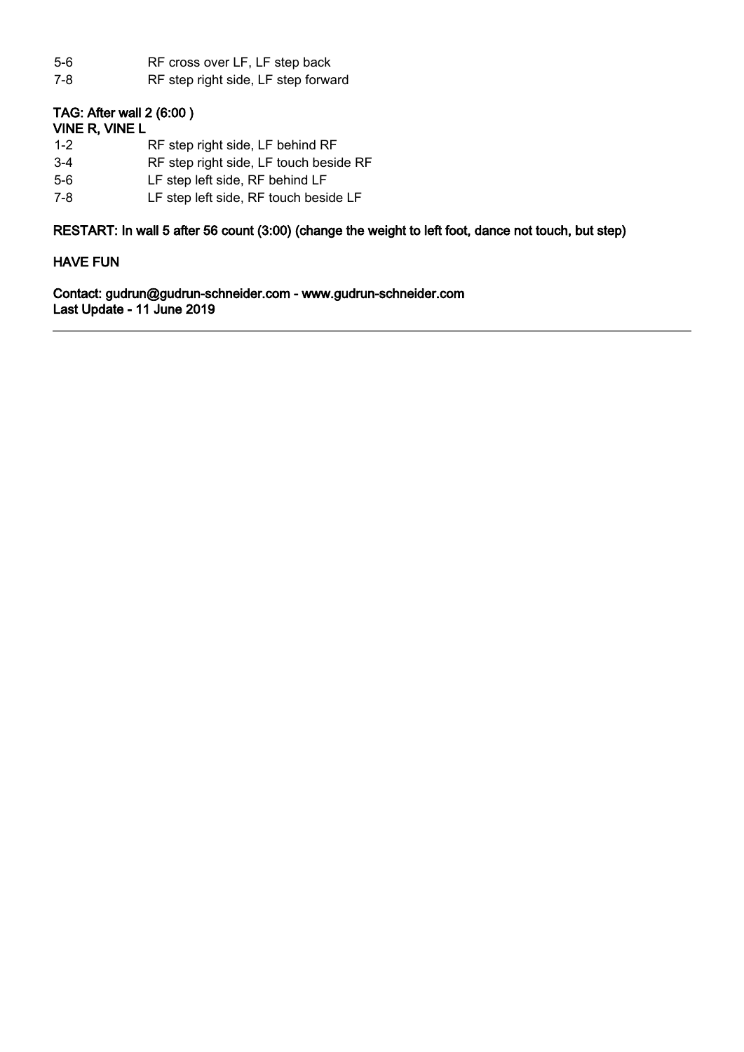5-6 RF cross over LF, LF step back
7-8 RF step right side, LF step forward

**TAG: After wall 2 (6:00 )**
**VINE R, VINE L**

1-2 RF step right side, LF behind RF
3-4 RF step right side, LF touch beside RF
5-6 LF step left side, RF behind LF
7-8 LF step left side, RF touch beside LF

**RESTART: In wall 5 after 56 count (3:00) (change the weight to left foot, dance not touch, but step)**

**HAVE FUN**

**Contact: gudrun@gudrun-schneider.com - www.gudrun-schneider.com**
**Last Update - 11 June 2019**

---